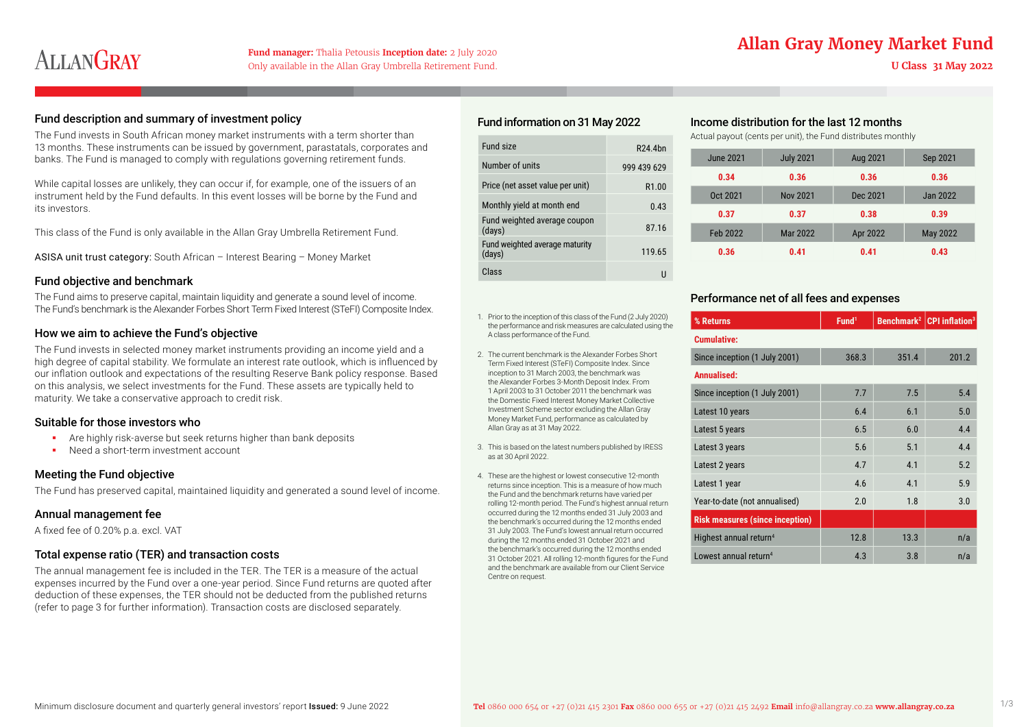# Allan Gray Money Market Fund

**U Class 31 May 2022**

**Fund manager:** Thalia Petousis **Inception date:** 2 July 2020
Only available in the Allan Gray Umbrella Retirement Fund.

## Fund description and summary of investment policy

The Fund invests in South African money market instruments with a term shorter than 13 months. These instruments can be issued by government, parastatals, corporates and banks. The Fund is managed to comply with regulations governing retirement funds.

While capital losses are unlikely, they can occur if, for example, one of the issuers of an instrument held by the Fund defaults. In this event losses will be borne by the Fund and its investors.

This class of the Fund is only available in the Allan Gray Umbrella Retirement Fund.

ASISA unit trust category: South African – Interest Bearing – Money Market

## Fund objective and benchmark

The Fund aims to preserve capital, maintain liquidity and generate a sound level of income. The Fund's benchmark is the Alexander Forbes Short Term Fixed Interest (STeFI) Composite Index.

## How we aim to achieve the Fund's objective

The Fund invests in selected money market instruments providing an income yield and a high degree of capital stability. We formulate an interest rate outlook, which is influenced by our inflation outlook and expectations of the resulting Reserve Bank policy response. Based on this analysis, we select investments for the Fund. These assets are typically held to maturity. We take a conservative approach to credit risk.

## Suitable for those investors who

- Are highly risk-averse but seek returns higher than bank deposits
- Need a short-term investment account

## Meeting the Fund objective

The Fund has preserved capital, maintained liquidity and generated a sound level of income.

## Annual management fee

A fixed fee of 0.20% p.a. excl. VAT

## Total expense ratio (TER) and transaction costs

The annual management fee is included in the TER. The TER is a measure of the actual expenses incurred by the Fund over a one-year period. Since Fund returns are quoted after deduction of these expenses, the TER should not be deducted from the published returns (refer to page 3 for further information). Transaction costs are disclosed separately.

## Fund information on 31 May 2022

| | |
|---|---|
| Fund size | R24.4bn |
| Number of units | 999 439 629 |
| Price (net asset value per unit) | R1.00 |
| Monthly yield at month end | 0.43 |
| Fund weighted average coupon (days) | 87.16 |
| Fund weighted average maturity (days) | 119.65 |
| Class | U |

1. Prior to the inception of this class of the Fund (2 July 2020) the performance and risk measures are calculated using the A class performance of the Fund.
2. The current benchmark is the Alexander Forbes Short Term Fixed Interest (STeFI) Composite Index. Since inception to 31 March 2003, the benchmark was the Alexander Forbes 3-Month Deposit Index. From 1 April 2003 to 31 October 2011 the benchmark was the Domestic Fixed Interest Money Market Collective Investment Scheme sector excluding the Allan Gray Money Market Fund, performance as calculated by Allan Gray as at 31 May 2022.
3. This is based on the latest numbers published by IRESS as at 30 April 2022.
4. These are the highest or lowest consecutive 12-month returns since inception. This is a measure of how much the Fund and the benchmark returns have varied per rolling 12-month period. The Fund's highest annual return occurred during the 12 months ended 31 July 2003 and the benchmark's occurred during the 12 months ended 31 July 2003. The Fund's lowest annual return occurred during the 12 months ended 31 October 2021 and the benchmark's occurred during the 12 months ended 31 October 2021. All rolling 12-month figures for the Fund and the benchmark are available from our Client Service Centre on request.

## Income distribution for the last 12 months

Actual payout (cents per unit), the Fund distributes monthly

| June 2021 | July 2021 | Aug 2021 | Sep 2021 |
|---|---|---|---|
| 0.34 | 0.36 | 0.36 | 0.36 |
| **Oct 2021** | **Nov 2021** | **Dec 2021** | **Jan 2022** |
| 0.37 | 0.37 | 0.38 | 0.39 |
| **Feb 2022** | **Mar 2022** | **Apr 2022** | **May 2022** |
| 0.36 | 0.41 | 0.41 | 0.43 |

## Performance net of all fees and expenses

| % Returns | Fund[1] | Benchmark[2] | CPI inflation[3] |
|---|---|---|---|
| **Cumulative:** | | | |
| Since inception (1 July 2001) | 368.3 | 351.4 | 201.2 |
| **Annualised:** | | | |
| Since inception (1 July 2001) | 7.7 | 7.5 | 5.4 |
| Latest 10 years | 6.4 | 6.1 | 5.0 |
| Latest 5 years | 6.5 | 6.0 | 4.4 |
| Latest 3 years | 5.6 | 5.1 | 4.4 |
| Latest 2 years | 4.7 | 4.1 | 5.2 |
| Latest 1 year | 4.6 | 4.1 | 5.9 |
| Year-to-date (not annualised) | 2.0 | 1.8 | 3.0 |
| **Risk measures (since inception)** | | | |
| Highest annual return[4] | 12.8 | 13.3 | n/a |
| Lowest annual return[4] | 4.3 | 3.8 | n/a |

Minimum disclosure document and quarterly general investors' report **Issued:** 9 June 2022

**Tel** 0860 000 654 or +27 (0)21 415 2301 **Fax** 0860 000 655 or +27 (0)21 415 2492 **Email** info@allangray.co.za **www.allangray.co.za**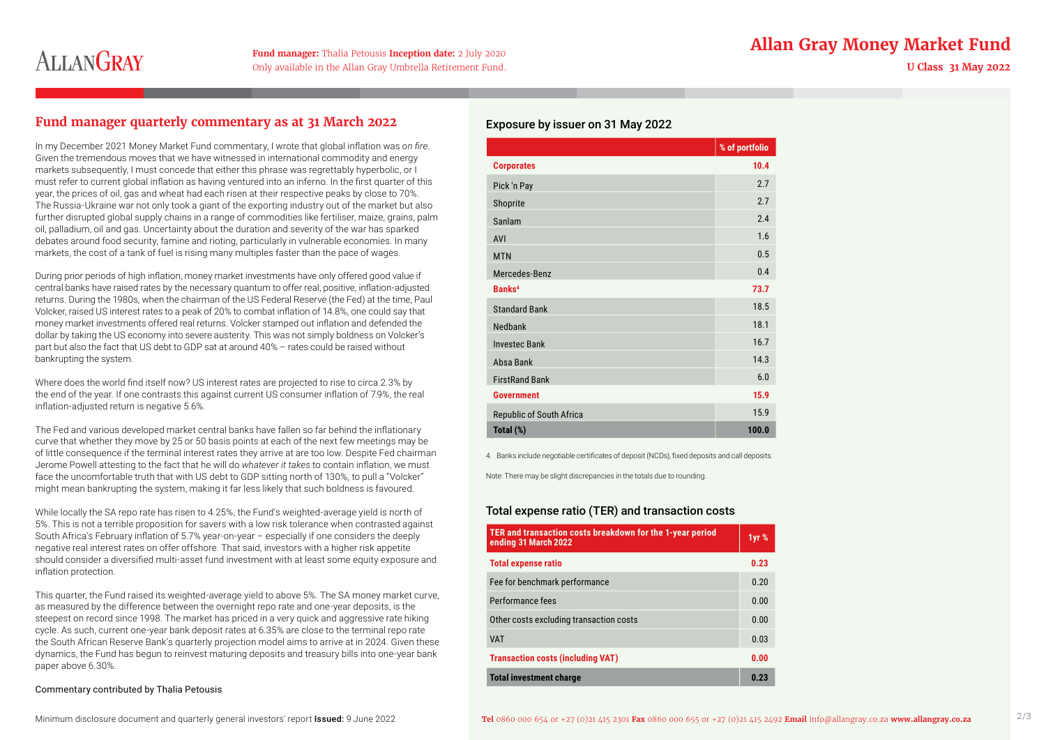# Allan Gray Money Market Fund

**Fund manager:** Thalia Petousis **Inception date:** 2 July 2020
Only available in the Allan Gray Umbrella Retirement Fund.

**U Class 31 May 2022**

## Fund manager quarterly commentary as at 31 March 2022

In my December 2021 Money Market Fund commentary, I wrote that global inflation was *on fire*. Given the tremendous moves that we have witnessed in international commodity and energy markets subsequently, I must concede that either this phrase was regrettably hyperbolic, or I must refer to current global inflation as having ventured into an inferno. In the first quarter of this year, the prices of oil, gas and wheat had each risen at their respective peaks by close to 70%. The Russia-Ukraine war not only took a giant of the exporting industry out of the market but also further disrupted global supply chains in a range of commodities like fertiliser, maize, grains, palm oil, palladium, oil and gas. Uncertainty about the duration and severity of the war has sparked debates around food security, famine and rioting, particularly in vulnerable economies. In many markets, the cost of a tank of fuel is rising many multiples faster than the pace of wages.

During prior periods of high inflation, money market investments have only offered good value if central banks have raised rates by the necessary quantum to offer real, positive, inflation-adjusted returns. During the 1980s, when the chairman of the US Federal Reserve (the Fed) at the time, Paul Volcker, raised US interest rates to a peak of 20% to combat inflation of 14.8%, one could say that money market investments offered real returns. Volcker stamped out inflation and defended the dollar by taking the US economy into severe austerity. This was not simply boldness on Volcker's part but also the fact that US debt to GDP sat at around 40% – rates could be raised without bankrupting the system.

Where does the world find itself now? US interest rates are projected to rise to circa 2.3% by the end of the year. If one contrasts this against current US consumer inflation of 7.9%, the real inflation-adjusted return is negative 5.6%.

The Fed and various developed market central banks have fallen so far behind the inflationary curve that whether they move by 25 or 50 basis points at each of the next few meetings may be of little consequence if the terminal interest rates they arrive at are too low. Despite Fed chairman Jerome Powell attesting to the fact that he will do *whatever it takes* to contain inflation, we must face the uncomfortable truth that with US debt to GDP sitting north of 130%, to pull a "Volcker" might mean bankrupting the system, making it far less likely that such boldness is favoured.

While locally the SA repo rate has risen to 4.25%, the Fund's weighted-average yield is north of 5%. This is not a terrible proposition for savers with a low risk tolerance when contrasted against South Africa's February inflation of 5.7% year-on-year – especially if one considers the deeply negative real interest rates on offer offshore. That said, investors with a higher risk appetite should consider a diversified multi-asset fund investment with at least some equity exposure and inflation protection.

This quarter, the Fund raised its weighted-average yield to above 5%. The SA money market curve, as measured by the difference between the overnight repo rate and one-year deposits, is the steepest on record since 1998. The market has priced in a very quick and aggressive rate hiking cycle. As such, current one-year bank deposit rates at 6.35% are close to the terminal repo rate the South African Reserve Bank's quarterly projection model aims to arrive at in 2024. Given these dynamics, the Fund has begun to reinvest maturing deposits and treasury bills into one-year bank paper above 6.30%.

Commentary contributed by Thalia Petousis

## Exposure by issuer on 31 May 2022

| | % of portfolio |
|---|---|
| **Corporates** | **10.4** |
| Pick 'n Pay | 2.7 |
| Shoprite | 2.7 |
| Sanlam | 2.4 |
| AVI | 1.6 |
| MTN | 0.5 |
| Mercedes-Benz | 0.4 |
| **Banks**[4] | **73.7** |
| Standard Bank | 18.5 |
| Nedbank | 18.1 |
| Investec Bank | 16.7 |
| Absa Bank | 14.3 |
| FirstRand Bank | 6.0 |
| **Government** | **15.9** |
| Republic of South Africa | 15.9 |
| **Total (%)** | **100.0** |

4. Banks include negotiable certificates of deposit (NCDs), fixed deposits and call deposits.

Note: There may be slight discrepancies in the totals due to rounding.

## Total expense ratio (TER) and transaction costs

| TER and transaction costs breakdown for the 1-year period ending 31 March 2022 | 1yr % |
|---|---|
| **Total expense ratio** | **0.23** |
| Fee for benchmark performance | 0.20 |
| Performance fees | 0.00 |
| Other costs excluding transaction costs | 0.00 |
| VAT | 0.03 |
| **Transaction costs (including VAT)** | **0.00** |
| **Total investment charge** | **0.23** |

Minimum disclosure document and quarterly general investors' report **Issued:** 9 June 2022

**Tel** 0860 000 654 or +27 (0)21 415 2301 **Fax** 0860 000 655 or +27 (0)21 415 2492 **Email** info@allangray.co.za **www.allangray.co.za**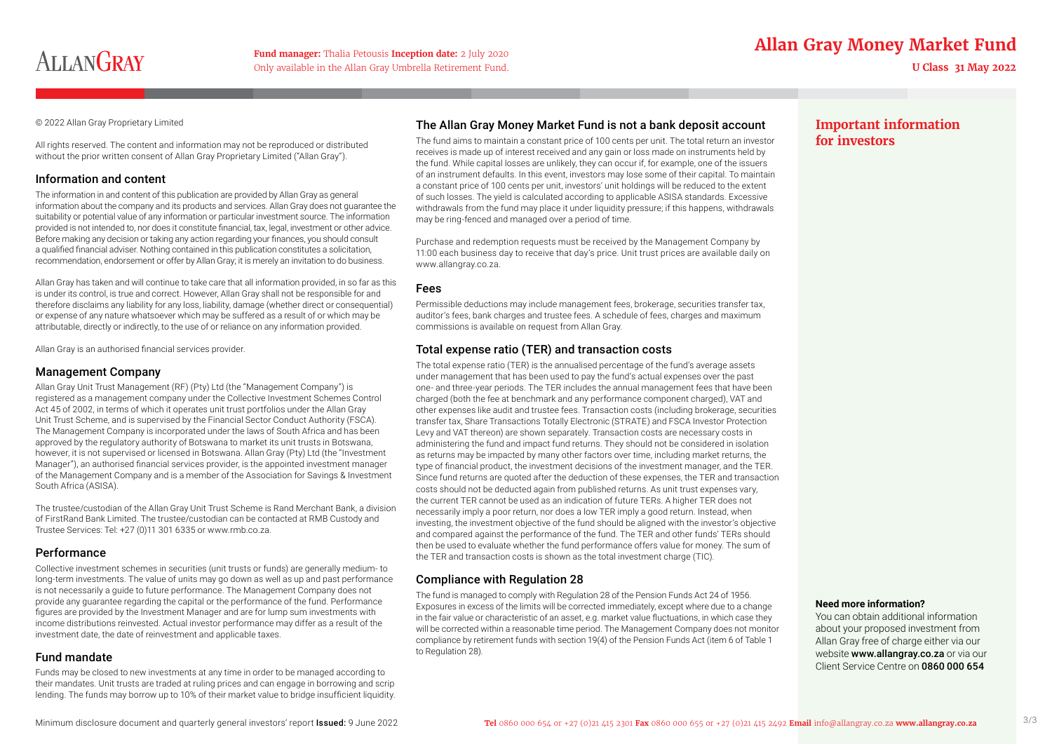**Fund manager:** Thalia Petousis **Inception date:** 2 July 2020
Only available in the Allan Gray Umbrella Retirement Fund.

# Allan Gray Money Market Fund

**U Class 31 May 2022**

© 2022 Allan Gray Proprietary Limited

All rights reserved. The content and information may not be reproduced or distributed without the prior written consent of Allan Gray Proprietary Limited ("Allan Gray").

## Information and content

The information in and content of this publication are provided by Allan Gray as general information about the company and its products and services. Allan Gray does not guarantee the suitability or potential value of any information or particular investment source. The information provided is not intended to, nor does it constitute financial, tax, legal, investment or other advice. Before making any decision or taking any action regarding your finances, you should consult a qualified financial adviser. Nothing contained in this publication constitutes a solicitation, recommendation, endorsement or offer by Allan Gray; it is merely an invitation to do business.

Allan Gray has taken and will continue to take care that all information provided, in so far as this is under its control, is true and correct. However, Allan Gray shall not be responsible for and therefore disclaims any liability for any loss, liability, damage (whether direct or consequential) or expense of any nature whatsoever which may be suffered as a result of or which may be attributable, directly or indirectly, to the use of or reliance on any information provided.

Allan Gray is an authorised financial services provider.

## Management Company

Allan Gray Unit Trust Management (RF) (Pty) Ltd (the "Management Company") is registered as a management company under the Collective Investment Schemes Control Act 45 of 2002, in terms of which it operates unit trust portfolios under the Allan Gray Unit Trust Scheme, and is supervised by the Financial Sector Conduct Authority (FSCA). The Management Company is incorporated under the laws of South Africa and has been approved by the regulatory authority of Botswana to market its unit trusts in Botswana, however, it is not supervised or licensed in Botswana. Allan Gray (Pty) Ltd (the "Investment Manager"), an authorised financial services provider, is the appointed investment manager of the Management Company and is a member of the Association for Savings & Investment South Africa (ASISA).

The trustee/custodian of the Allan Gray Unit Trust Scheme is Rand Merchant Bank, a division of FirstRand Bank Limited. The trustee/custodian can be contacted at RMB Custody and Trustee Services: Tel: +27 (0)11 301 6335 or www.rmb.co.za.

## Performance

Collective investment schemes in securities (unit trusts or funds) are generally medium- to long-term investments. The value of units may go down as well as up and past performance is not necessarily a guide to future performance. The Management Company does not provide any guarantee regarding the capital or the performance of the fund. Performance figures are provided by the Investment Manager and are for lump sum investments with income distributions reinvested. Actual investor performance may differ as a result of the investment date, the date of reinvestment and applicable taxes.

## Fund mandate

Funds may be closed to new investments at any time in order to be managed according to their mandates. Unit trusts are traded at ruling prices and can engage in borrowing and scrip lending. The funds may borrow up to 10% of their market value to bridge insufficient liquidity.

## The Allan Gray Money Market Fund is not a bank deposit account

The fund aims to maintain a constant price of 100 cents per unit. The total return an investor receives is made up of interest received and any gain or loss made on instruments held by the fund. While capital losses are unlikely, they can occur if, for example, one of the issuers of an instrument defaults. In this event, investors may lose some of their capital. To maintain a constant price of 100 cents per unit, investors' unit holdings will be reduced to the extent of such losses. The yield is calculated according to applicable ASISA standards. Excessive withdrawals from the fund may place it under liquidity pressure; if this happens, withdrawals may be ring-fenced and managed over a period of time.

Purchase and redemption requests must be received by the Management Company by 11:00 each business day to receive that day's price. Unit trust prices are available daily on www.allangray.co.za.

## Fees

Permissible deductions may include management fees, brokerage, securities transfer tax, auditor's fees, bank charges and trustee fees. A schedule of fees, charges and maximum commissions is available on request from Allan Gray.

## Total expense ratio (TER) and transaction costs

The total expense ratio (TER) is the annualised percentage of the fund's average assets under management that has been used to pay the fund's actual expenses over the past one- and three-year periods. The TER includes the annual management fees that have been charged (both the fee at benchmark and any performance component charged), VAT and other expenses like audit and trustee fees. Transaction costs (including brokerage, securities transfer tax, Share Transactions Totally Electronic (STRATE) and FSCA Investor Protection Levy and VAT thereon) are shown separately. Transaction costs are necessary costs in administering the fund and impact fund returns. They should not be considered in isolation as returns may be impacted by many other factors over time, including market returns, the type of financial product, the investment decisions of the investment manager, and the TER. Since fund returns are quoted after the deduction of these expenses, the TER and transaction costs should not be deducted again from published returns. As unit trust expenses vary, the current TER cannot be used as an indication of future TERs. A higher TER does not necessarily imply a poor return, nor does a low TER imply a good return. Instead, when investing, the investment objective of the fund should be aligned with the investor's objective and compared against the performance of the fund. The TER and other funds' TERs should then be used to evaluate whether the fund performance offers value for money. The sum of the TER and transaction costs is shown as the total investment charge (TIC).

## Compliance with Regulation 28

The fund is managed to comply with Regulation 28 of the Pension Funds Act 24 of 1956. Exposures in excess of the limits will be corrected immediately, except where due to a change in the fair value or characteristic of an asset, e.g. market value fluctuations, in which case they will be corrected within a reasonable time period. The Management Company does not monitor compliance by retirement funds with section 19(4) of the Pension Funds Act (item 6 of Table 1 to Regulation 28).

## Important information for investors

**Need more information?**

You can obtain additional information about your proposed investment from Allan Gray free of charge either via our website **www.allangray.co.za** or via our Client Service Centre on **0860 000 654**

Minimum disclosure document and quarterly general investors' report **Issued:** 9 June 2022

**Tel** 0860 000 654 or +27 (0)21 415 2301 **Fax** 0860 000 655 or +27 (0)21 415 2492 **Email** info@allangray.co.za **www.allangray.co.za**